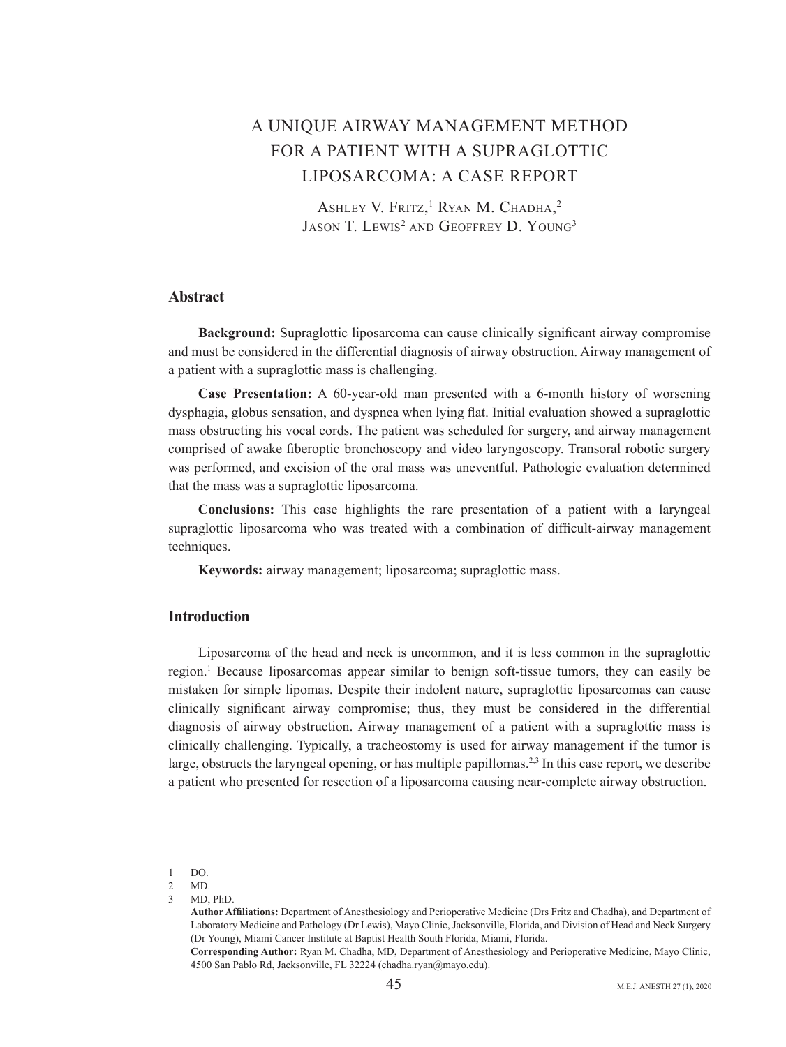# A UNIQUE AIRWAY MANAGEMENT METHOD FOR A PATIENT WITH A SUPRAGLOTTIC LIPOSARCOMA: A CASE REPORT

Ashley V. Fritz,[1] Ryan M. Chadha,[2] Jason T. Lewis[2] and Geoffrey D. Young[3]

## Abstract

**Background:** Supraglottic liposarcoma can cause clinically significant airway compromise and must be considered in the differential diagnosis of airway obstruction. Airway management of a patient with a supraglottic mass is challenging.

**Case Presentation:** A 60-year-old man presented with a 6-month history of worsening dysphagia, globus sensation, and dyspnea when lying flat. Initial evaluation showed a supraglottic mass obstructing his vocal cords. The patient was scheduled for surgery, and airway management comprised of awake fiberoptic bronchoscopy and video laryngoscopy. Transoral robotic surgery was performed, and excision of the oral mass was uneventful. Pathologic evaluation determined that the mass was a supraglottic liposarcoma.

**Conclusions:** This case highlights the rare presentation of a patient with a laryngeal supraglottic liposarcoma who was treated with a combination of difficult-airway management techniques.

**Keywords:** airway management; liposarcoma; supraglottic mass.

## Introduction

Liposarcoma of the head and neck is uncommon, and it is less common in the supraglottic region.[1] Because liposarcomas appear similar to benign soft-tissue tumors, they can easily be mistaken for simple lipomas. Despite their indolent nature, supraglottic liposarcomas can cause clinically significant airway compromise; thus, they must be considered in the differential diagnosis of airway obstruction. Airway management of a patient with a supraglottic mass is clinically challenging. Typically, a tracheostomy is used for airway management if the tumor is large, obstructs the laryngeal opening, or has multiple papillomas.[2,3] In this case report, we describe a patient who presented for resection of a liposarcoma causing near-complete airway obstruction.

---

1 DO.

2 MD.

3 MD, PhD.

**Author Affiliations:** Department of Anesthesiology and Perioperative Medicine (Drs Fritz and Chadha), and Department of Laboratory Medicine and Pathology (Dr Lewis), Mayo Clinic, Jacksonville, Florida, and Division of Head and Neck Surgery (Dr Young), Miami Cancer Institute at Baptist Health South Florida, Miami, Florida.

**Corresponding Author:** Ryan M. Chadha, MD, Department of Anesthesiology and Perioperative Medicine, Mayo Clinic, 4500 San Pablo Rd, Jacksonville, FL 32224 (chadha.ryan@mayo.edu).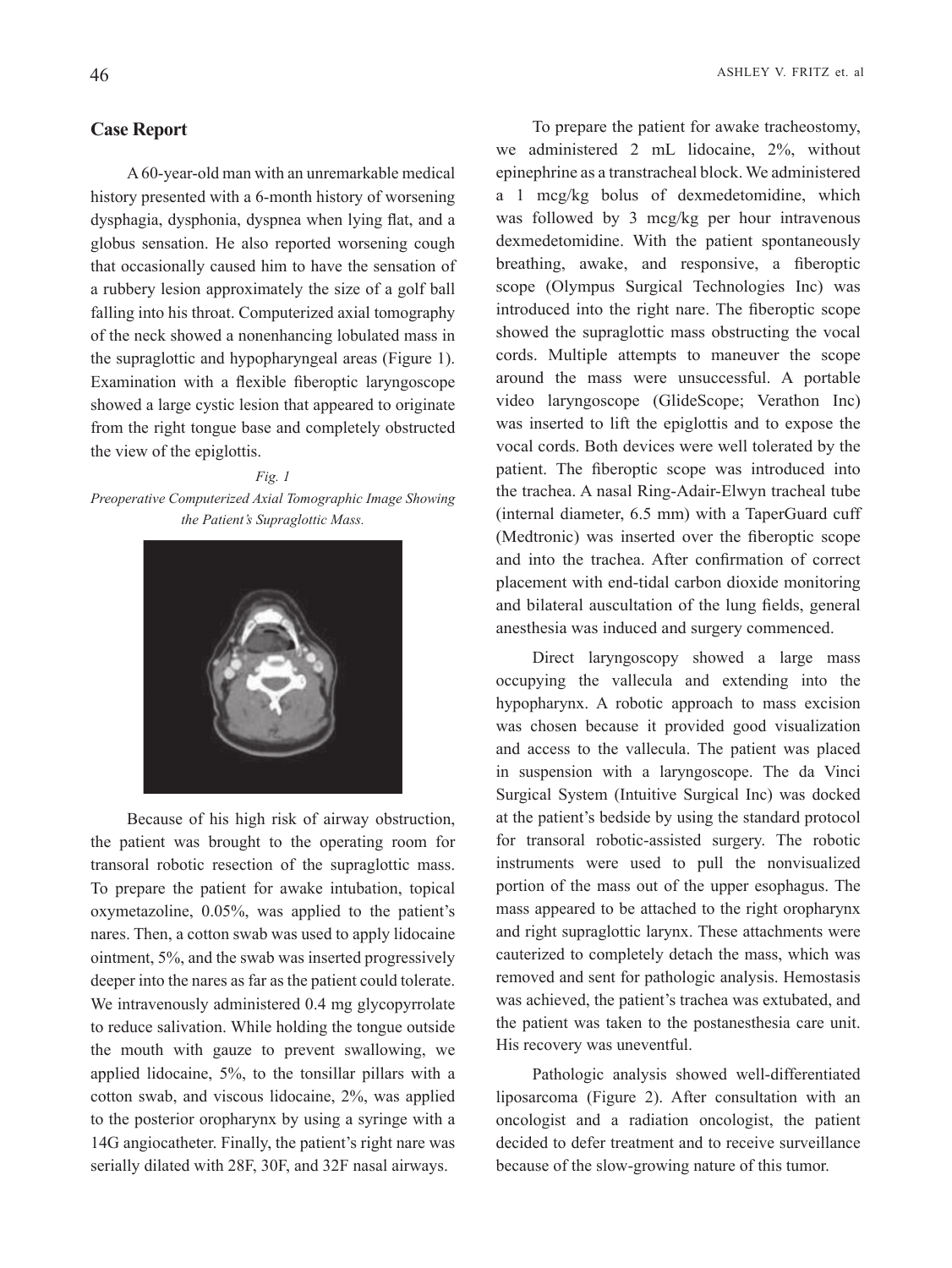## Case Report

A 60-year-old man with an unremarkable medical history presented with a 6-month history of worsening dysphagia, dysphonia, dyspnea when lying flat, and a globus sensation. He also reported worsening cough that occasionally caused him to have the sensation of a rubbery lesion approximately the size of a golf ball falling into his throat. Computerized axial tomography of the neck showed a nonenhancing lobulated mass in the supraglottic and hypopharyngeal areas (Figure 1). Examination with a flexible fiberoptic laryngoscope showed a large cystic lesion that appeared to originate from the right tongue base and completely obstructed the view of the epiglottis.

*Fig. 1*
*Preoperative Computerized Axial Tomographic Image Showing the Patient's Supraglottic Mass.*

Because of his high risk of airway obstruction, the patient was brought to the operating room for transoral robotic resection of the supraglottic mass. To prepare the patient for awake intubation, topical oxymetazoline, 0.05%, was applied to the patient's nares. Then, a cotton swab was used to apply lidocaine ointment, 5%, and the swab was inserted progressively deeper into the nares as far as the patient could tolerate. We intravenously administered 0.4 mg glycopyrrolate to reduce salivation. While holding the tongue outside the mouth with gauze to prevent swallowing, we applied lidocaine, 5%, to the tonsillar pillars with a cotton swab, and viscous lidocaine, 2%, was applied to the posterior oropharynx by using a syringe with a 14G angiocatheter. Finally, the patient's right nare was serially dilated with 28F, 30F, and 32F nasal airways.

To prepare the patient for awake tracheostomy, we administered 2 mL lidocaine, 2%, without epinephrine as a transtracheal block. We administered a 1 mcg/kg bolus of dexmedetomidine, which was followed by 3 mcg/kg per hour intravenous dexmedetomidine. With the patient spontaneously breathing, awake, and responsive, a fiberoptic scope (Olympus Surgical Technologies Inc) was introduced into the right nare. The fiberoptic scope showed the supraglottic mass obstructing the vocal cords. Multiple attempts to maneuver the scope around the mass were unsuccessful. A portable video laryngoscope (GlideScope; Verathon Inc) was inserted to lift the epiglottis and to expose the vocal cords. Both devices were well tolerated by the patient. The fiberoptic scope was introduced into the trachea. A nasal Ring-Adair-Elwyn tracheal tube (internal diameter, 6.5 mm) with a TaperGuard cuff (Medtronic) was inserted over the fiberoptic scope and into the trachea. After confirmation of correct placement with end-tidal carbon dioxide monitoring and bilateral auscultation of the lung fields, general anesthesia was induced and surgery commenced.

Direct laryngoscopy showed a large mass occupying the vallecula and extending into the hypopharynx. A robotic approach to mass excision was chosen because it provided good visualization and access to the vallecula. The patient was placed in suspension with a laryngoscope. The da Vinci Surgical System (Intuitive Surgical Inc) was docked at the patient's bedside by using the standard protocol for transoral robotic-assisted surgery. The robotic instruments were used to pull the nonvisualized portion of the mass out of the upper esophagus. The mass appeared to be attached to the right oropharynx and right supraglottic larynx. These attachments were cauterized to completely detach the mass, which was removed and sent for pathologic analysis. Hemostasis was achieved, the patient's trachea was extubated, and the patient was taken to the postanesthesia care unit. His recovery was uneventful.

Pathologic analysis showed well-differentiated liposarcoma (Figure 2). After consultation with an oncologist and a radiation oncologist, the patient decided to defer treatment and to receive surveillance because of the slow-growing nature of this tumor.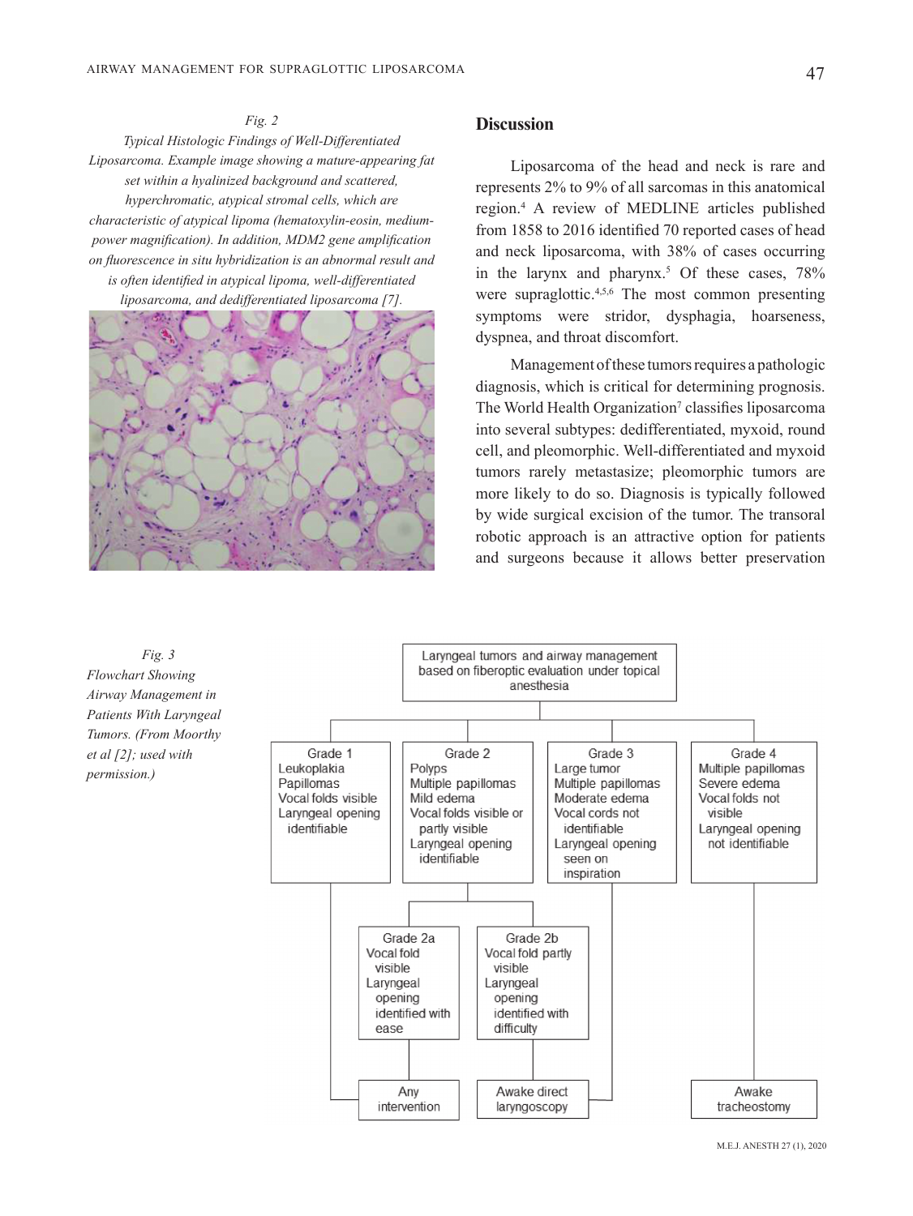*Fig. 2*

*Typical Histologic Findings of Well-Differentiated Liposarcoma. Example image showing a mature-appearing fat set within a hyalinized background and scattered, hyperchromatic, atypical stromal cells, which are characteristic of atypical lipoma (hematoxylin-eosin, medium-power magnification). In addition, MDM2 gene amplification on fluorescence in situ hybridization is an abnormal result and is often identified in atypical lipoma, well-differentiated liposarcoma, and dedifferentiated liposarcoma [7].*

## Discussion

Liposarcoma of the head and neck is rare and represents 2% to 9% of all sarcomas in this anatomical region.[4] A review of MEDLINE articles published from 1858 to 2016 identified 70 reported cases of head and neck liposarcoma, with 38% of cases occurring in the larynx and pharynx.[5] Of these cases, 78% were supraglottic.[4,5,6] The most common presenting symptoms were stridor, dysphagia, hoarseness, dyspnea, and throat discomfort.

Management of these tumors requires a pathologic diagnosis, which is critical for determining prognosis. The World Health Organization[7] classifies liposarcoma into several subtypes: dedifferentiated, myxoid, round cell, and pleomorphic. Well-differentiated and myxoid tumors rarely metastasize; pleomorphic tumors are more likely to do so. Diagnosis is typically followed by wide surgical excision of the tumor. The transoral robotic approach is an attractive option for patients and surgeons because it allows better preservation

*Fig. 3*
*Flowchart Showing Airway Management in Patients With Laryngeal Tumors. (From Moorthy et al [2]; used with permission.)*

Laryngeal tumors and airway management based on fiberoptic evaluation under topical anesthesia

- **Grade 1**: Leukoplakia; Papillomas; Vocal folds visible; Laryngeal opening identifiable → Any intervention
- **Grade 2**: Polyps; Multiple papillomas; Mild edema; Vocal folds visible or partly visible; Laryngeal opening identifiable
  - **Grade 2a**: Vocal fold visible; Laryngeal opening identified with ease → Any intervention
  - **Grade 2b**: Vocal fold partly visible; Laryngeal opening identified with difficulty → Awake direct laryngoscopy
- **Grade 3**: Large tumor; Multiple papillomas; Moderate edema; Vocal cords not identifiable; Laryngeal opening seen on inspiration → Awake direct laryngoscopy
- **Grade 4**: Multiple papillomas; Severe edema; Vocal folds not visible; Laryngeal opening not identifiable → Awake tracheostomy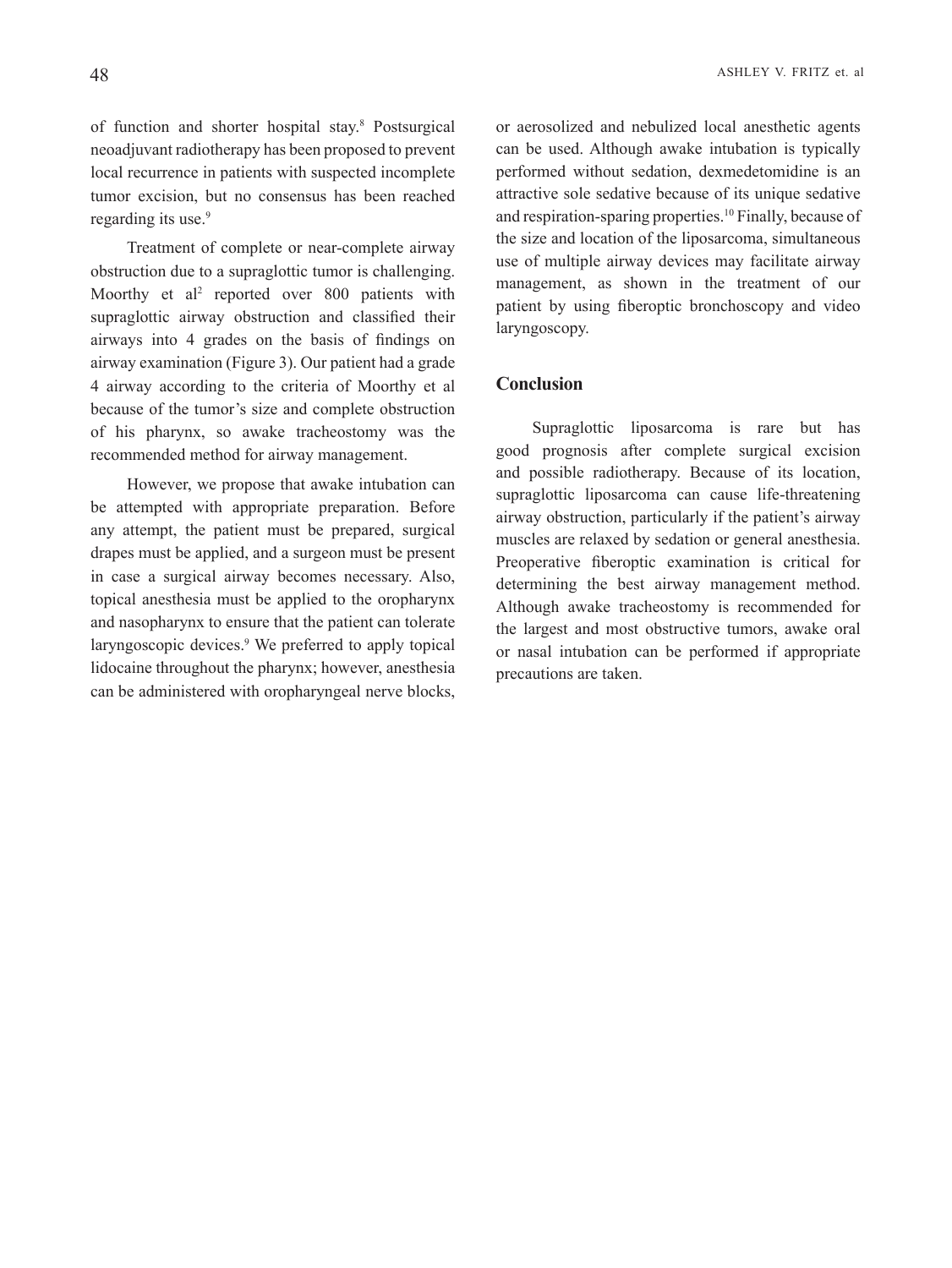of function and shorter hospital stay.[8] Postsurgical neoadjuvant radiotherapy has been proposed to prevent local recurrence in patients with suspected incomplete tumor excision, but no consensus has been reached regarding its use.[9]

Treatment of complete or near-complete airway obstruction due to a supraglottic tumor is challenging. Moorthy et al[2] reported over 800 patients with supraglottic airway obstruction and classified their airways into 4 grades on the basis of findings on airway examination (Figure 3). Our patient had a grade 4 airway according to the criteria of Moorthy et al because of the tumor's size and complete obstruction of his pharynx, so awake tracheostomy was the recommended method for airway management.

However, we propose that awake intubation can be attempted with appropriate preparation. Before any attempt, the patient must be prepared, surgical drapes must be applied, and a surgeon must be present in case a surgical airway becomes necessary. Also, topical anesthesia must be applied to the oropharynx and nasopharynx to ensure that the patient can tolerate laryngoscopic devices.[9] We preferred to apply topical lidocaine throughout the pharynx; however, anesthesia can be administered with oropharyngeal nerve blocks, or aerosolized and nebulized local anesthetic agents can be used. Although awake intubation is typically performed without sedation, dexmedetomidine is an attractive sole sedative because of its unique sedative and respiration-sparing properties.[10] Finally, because of the size and location of the liposarcoma, simultaneous use of multiple airway devices may facilitate airway management, as shown in the treatment of our patient by using fiberoptic bronchoscopy and video laryngoscopy.

## Conclusion

Supraglottic liposarcoma is rare but has good prognosis after complete surgical excision and possible radiotherapy. Because of its location, supraglottic liposarcoma can cause life-threatening airway obstruction, particularly if the patient's airway muscles are relaxed by sedation or general anesthesia. Preoperative fiberoptic examination is critical for determining the best airway management method. Although awake tracheostomy is recommended for the largest and most obstructive tumors, awake oral or nasal intubation can be performed if appropriate precautions are taken.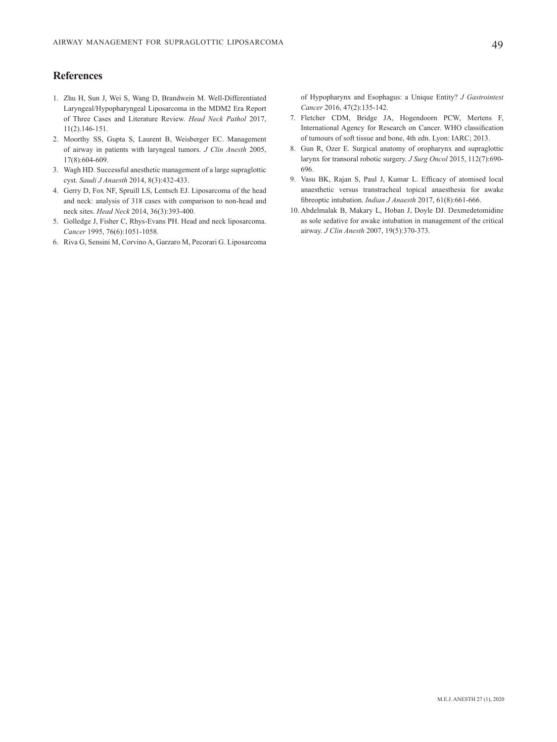## References

1. Zhu H, Sun J, Wei S, Wang D, Brandwein M. Well-Differentiated Laryngeal/Hypopharyngeal Liposarcoma in the MDM2 Era Report of Three Cases and Literature Review. *Head Neck Pathol* 2017, 11(2).146-151.
2. Moorthy SS, Gupta S, Laurent B, Weisberger EC. Management of airway in patients with laryngeal tumors. *J Clin Anesth* 2005, 17(8):604-609.
3. Wagh HD. Successful anesthetic management of a large supraglottic cyst. *Saudi J Anaesth* 2014, 8(3):432-433.
4. Gerry D, Fox NF, Spruill LS, Lentsch EJ. Liposarcoma of the head and neck: analysis of 318 cases with comparison to non-head and neck sites. *Head Neck* 2014, 36(3):393-400.
5. Golledge J, Fisher C, Rhys-Evans PH. Head and neck liposarcoma. *Cancer* 1995, 76(6):1051-1058.
6. Riva G, Sensini M, Corvino A, Garzaro M, Pecorari G. Liposarcoma of Hypopharynx and Esophagus: a Unique Entity? *J Gastrointest Cancer* 2016, 47(2):135-142.
7. Fletcher CDM, Bridge JA, Hogendoorn PCW, Mertens F, International Agency for Research on Cancer. WHO classification of tumours of soft tissue and bone, 4th edn. Lyon: IARC; 2013.
8. Gun R, Ozer E. Surgical anatomy of oropharynx and supraglottic larynx for transoral robotic surgery. *J Surg Oncol* 2015, 112(7):690-696.
9. Vasu BK, Rajan S, Paul J, Kumar L. Efficacy of atomised local anaesthetic versus transtracheal topical anaesthesia for awake fibreoptic intubation. *Indian J Anaesth* 2017, 61(8):661-666.
10. Abdelmalak B, Makary L, Hoban J, Doyle DJ. Dexmedetomidine as sole sedative for awake intubation in management of the critical airway. *J Clin Anesth* 2007, 19(5):370-373.